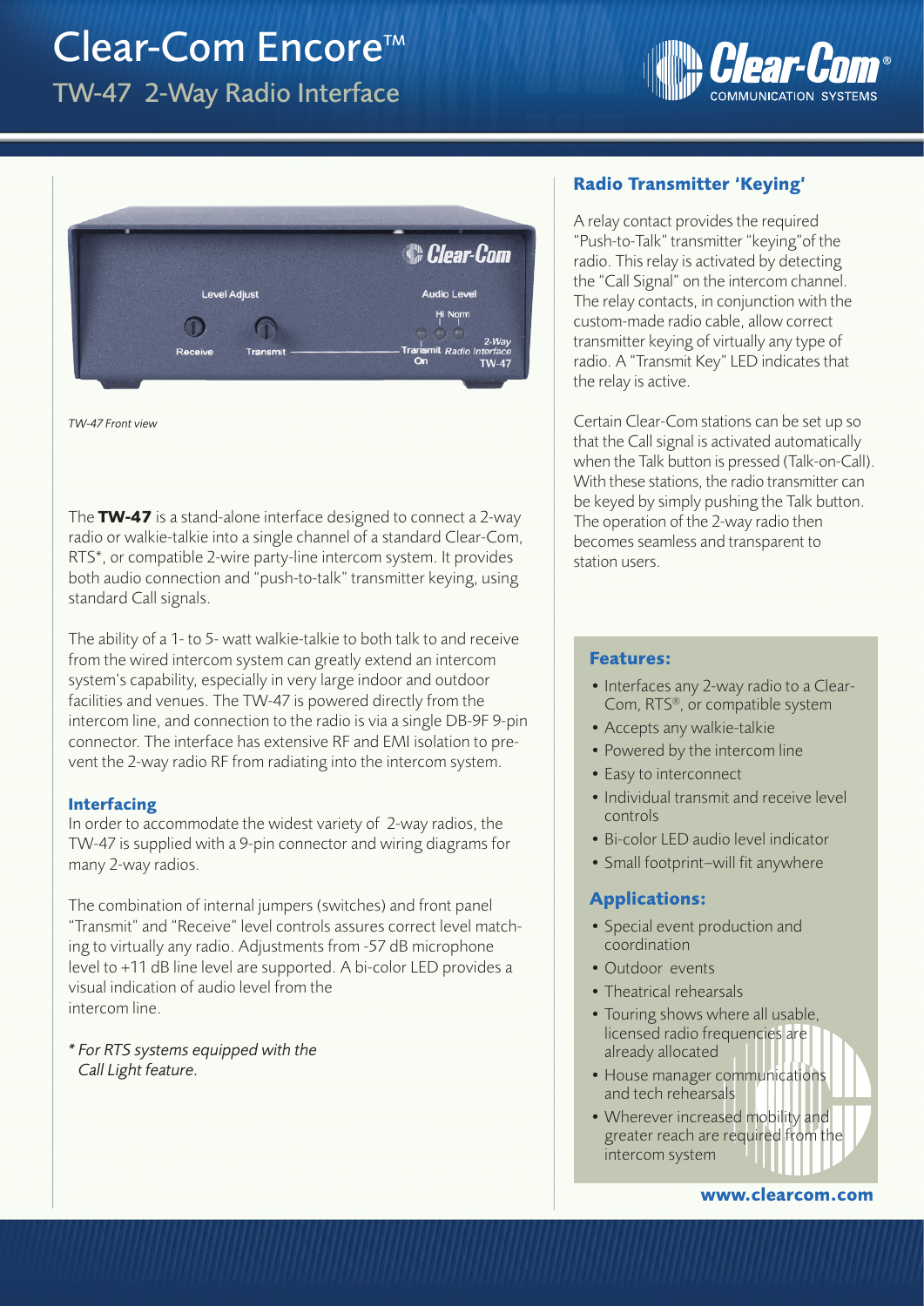# Clear-Com Encore™

## TW-47 2-Way Radio Interface

*TW-47 Front view*

The **TW-47** is a stand-alone interface designed to connect a 2-way radio or walkie-talkie into a single channel of a standard Clear-Com, RTS*, or compatible 2-wire party-line intercom system. It provides both audio connection and "push-to-talk" transmitter keying, using standard Call signals.

The ability of a 1- to 5- watt walkie-talkie to both talk to and receive from the wired intercom system can greatly extend an intercom system's capability, especially in very large indoor and outdoor facilities and venues. The TW-47 is powered directly from the intercom line, and connection to the radio is via a single DB-9F 9-pin connector. The interface has extensive RF and EMI isolation to prevent the 2-way radio RF from radiating into the intercom system.

### Interfacing

In order to accommodate the widest variety of 2-way radios, the TW-47 is supplied with a 9-pin connector and wiring diagrams for many 2-way radios.

The combination of internal jumpers (switches) and front panel "Transmit" and "Receive" level controls assures correct level matching to virtually any radio. Adjustments from -57 dB microphone level to +11 dB line level are supported. A bi-color LED provides a visual indication of audio level from the intercom line.

*\* For RTS systems equipped with the Call Light feature.*

### Radio Transmitter 'Keying'

A relay contact provides the required "Push-to-Talk" transmitter "keying"of the radio. This relay is activated by detecting the "Call Signal" on the intercom channel. The relay contacts, in conjunction with the custom-made radio cable, allow correct transmitter keying of virtually any type of radio. A "Transmit Key" LED indicates that the relay is active.

Certain Clear-Com stations can be set up so that the Call signal is activated automatically when the Talk button is pressed (Talk-on-Call). With these stations, the radio transmitter can be keyed by simply pushing the Talk button. The operation of the 2-way radio then becomes seamless and transparent to station users.

### Features:

- Interfaces any 2-way radio to a Clear-Com, RTS®, or compatible system
- Accepts any walkie-talkie
- Powered by the intercom line
- Easy to interconnect
- Individual transmit and receive level controls
- Bi-color LED audio level indicator
- Small footprint–will fit anywhere

### Applications:

- Special event production and coordination
- Outdoor events
- Theatrical rehearsals
- Touring shows where all usable, licensed radio frequencies are already allocated
- House manager communications and tech rehearsals
- Wherever increased mobility and greater reach are required from the intercom system

**www.clearcom.com**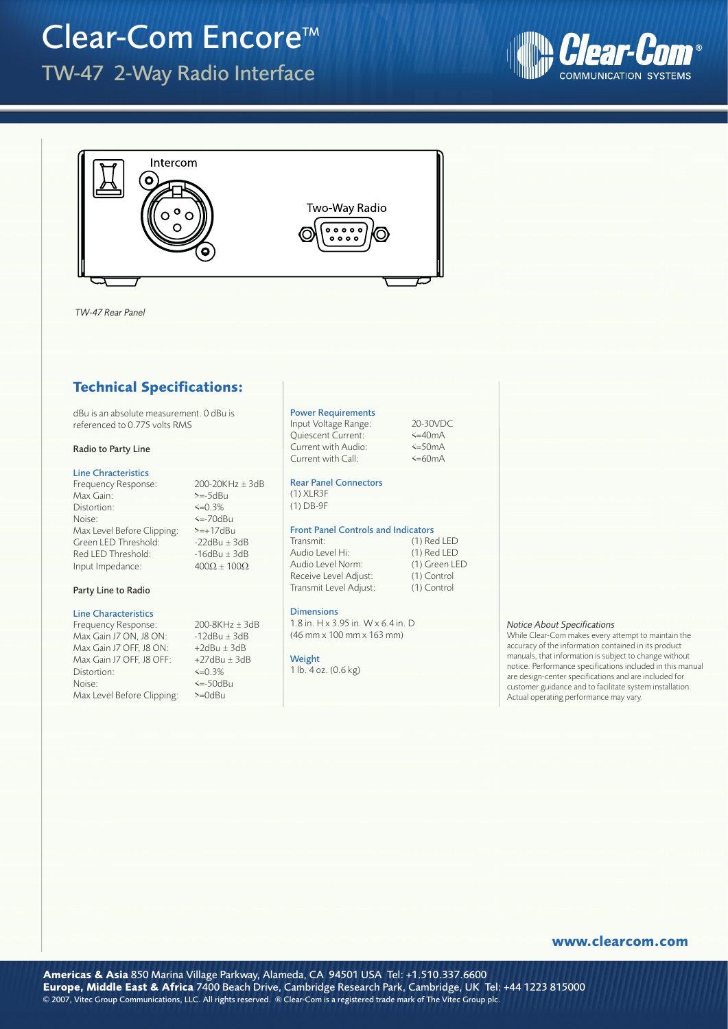# Clear-Com Encore™

## TW-47 2-Way Radio Interface

Intercom

Two-Way Radio

*TW-47 Rear Panel*

## Technical Specifications:

dBu is an absolute measurement. 0 dBu is referenced to 0.775 volts RMS

### Radio to Party Line

#### Line Chracteristics

| | |
|---|---|
| Frequency Response: | 200-20KHz ± 3dB |
| Max Gain: | >=-5dBu |
| Distortion: | <=0.3% |
| Noise: | <=-70dBu |
| Max Level Before Clipping: | >=+17dBu |
| Green LED Threshold: | -22dBu ± 3dB |
| Red LED Threshold: | -16dBu ± 3dB |
| Input Impedance: | 400Ω ± 100Ω |

### Party Line to Radio

#### Line Characteristics

| | |
|---|---|
| Frequency Response: | 200-8KHz ± 3dB |
| Max Gain J7 ON, J8 ON: | -12dBu ± 3dB |
| Max Gain J7 OFF, J8 ON: | +2dBu ± 3dB |
| Max Gain J7 OFF, J8 OFF: | +27dBu ± 3dB |
| Distortion: | <=0.3% |
| Noise: | <=-50dBu |
| Max Level Before Clipping: | >=0dBu |

#### Power Requirements

| | |
|---|---|
| Input Voltage Range: | 20-30VDC |
| Quiescent Current: | <=40mA |
| Current with Audio: | <=50mA |
| Current with Call: | <=60mA |

#### Rear Panel Connectors

(1) XLR3F
(1) DB-9F

#### Front Panel Controls and Indicators

| | |
|---|---|
| Transmit: | (1) Red LED |
| Audio Level Hi: | (1) Red LED |
| Audio Level Norm: | (1) Green LED |
| Receive Level Adjust: | (1) Control |
| Transmit Level Adjust: | (1) Control |

#### Dimensions

1.8 in. H x 3.95 in. W x 6.4 in. D
(46 mm x 100 mm x 163 mm)

#### Weight

1 lb. 4 oz. (0.6 kg)

*Notice About Specifications*

While Clear-Com makes every attempt to maintain the accuracy of the information contained in its product manuals, that information is subject to change without notice. Performance specifications included in this manual are design-center specifications and are included for customer guidance and to facilitate system installation. Actual operating performance may vary.

**www.clearcom.com**

**Americas & Asia** 850 Marina Village Parkway, Alameda, CA 94501 USA Tel: +1.510.337.6600
**Europe, Middle East & Africa** 7400 Beach Drive, Cambridge Research Park, Cambridge, UK Tel: +44 1223 815000
© 2007, Vitec Group Communications, LLC. All rights reserved. ® Clear-Com is a registered trade mark of The Vitec Group plc.